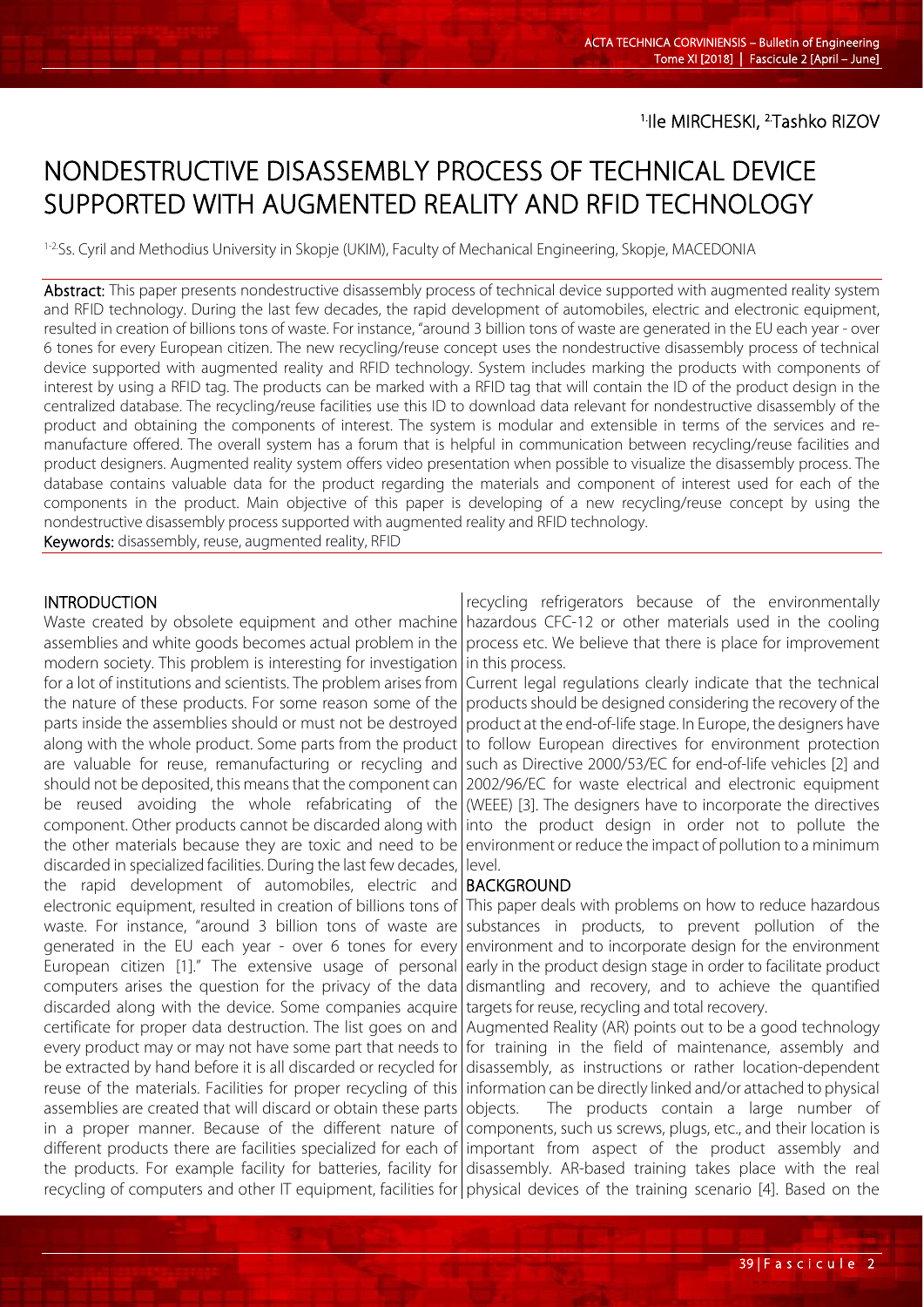[1.]Ile MIRCHESKI, [2.]Tashko RIZOV

# NONDESTRUCTIVE DISASSEMBLY PROCESS OF TECHNICAL DEVICE SUPPORTED WITH AUGMENTED REALITY AND RFID TECHNOLOGY

[1-2.]Ss. Cyril and Methodius University in Skopje (UKIM), Faculty of Mechanical Engineering, Skopje, MACEDONIA

**Abstract:** This paper presents nondestructive disassembly process of technical device supported with augmented reality system and RFID technology. During the last few decades, the rapid development of automobiles, electric and electronic equipment, resulted in creation of billions tons of waste. For instance, "around 3 billion tons of waste are generated in the EU each year - over 6 tones for every European citizen. The new recycling/reuse concept uses the nondestructive disassembly process of technical device supported with augmented reality and RFID technology. System includes marking the products with components of interest by using a RFID tag. The products can be marked with a RFID tag that will contain the ID of the product design in the centralized database. The recycling/reuse facilities use this ID to download data relevant for nondestructive disassembly of the product and obtaining the components of interest. The system is modular and extensible in terms of the services and re-manufacture offered. The overall system has a forum that is helpful in communication between recycling/reuse facilities and product designers. Augmented reality system offers video presentation when possible to visualize the disassembly process. The database contains valuable data for the product regarding the materials and component of interest used for each of the components in the product. Main objective of this paper is developing of a new recycling/reuse concept by using the nondestructive disassembly process supported with augmented reality and RFID technology.

**Keywords:** disassembly, reuse, augmented reality, RFID

## INTRODUCTION

Waste created by obsolete equipment and other machine assemblies and white goods becomes actual problem in the modern society. This problem is interesting for investigation for a lot of institutions and scientists. The problem arises from the nature of these products. For some reason some of the parts inside the assemblies should or must not be destroyed along with the whole product. Some parts from the product are valuable for reuse, remanufacturing or recycling and should not be deposited, this means that the component can be reused avoiding the whole refabricating of the component. Other products cannot be discarded along with the other materials because they are toxic and need to be discarded in specialized facilities. During the last few decades, the rapid development of automobiles, electric and electronic equipment, resulted in creation of billions tons of waste. For instance, "around 3 billion tons of waste are generated in the EU each year - over 6 tones for every European citizen [1]." The extensive usage of personal computers arises the question for the privacy of the data discarded along with the device. Some companies acquire certificate for proper data destruction. The list goes on and every product may or may not have some part that needs to be extracted by hand before it is all discarded or recycled for reuse of the materials. Facilities for proper recycling of this assemblies are created that will discard or obtain these parts in a proper manner. Because of the different nature of different products there are facilities specialized for each of the products. For example facility for batteries, facility for recycling of computers and other IT equipment, facilities for recycling refrigerators because of the environmentally hazardous CFC-12 or other materials used in the cooling process etc. We believe that there is place for improvement in this process.

Current legal regulations clearly indicate that the technical products should be designed considering the recovery of the product at the end-of-life stage. In Europe, the designers have to follow European directives for environment protection such as Directive 2000/53/EC for end-of-life vehicles [2] and 2002/96/EC for waste electrical and electronic equipment (WEEE) [3]. The designers have to incorporate the directives into the product design in order not to pollute the environment or reduce the impact of pollution to a minimum level.

## BACKGROUND

This paper deals with problems on how to reduce hazardous substances in products, to prevent pollution of the environment and to incorporate design for the environment early in the product design stage in order to facilitate product dismantling and recovery, and to achieve the quantified targets for reuse, recycling and total recovery.

Augmented Reality (AR) points out to be a good technology for training in the field of maintenance, assembly and disassembly, as instructions or rather location-dependent information can be directly linked and/or attached to physical objects. The products contain a large number of components, such us screws, plugs, etc., and their location is important from aspect of the product assembly and disassembly. AR-based training takes place with the real physical devices of the training scenario [4]. Based on the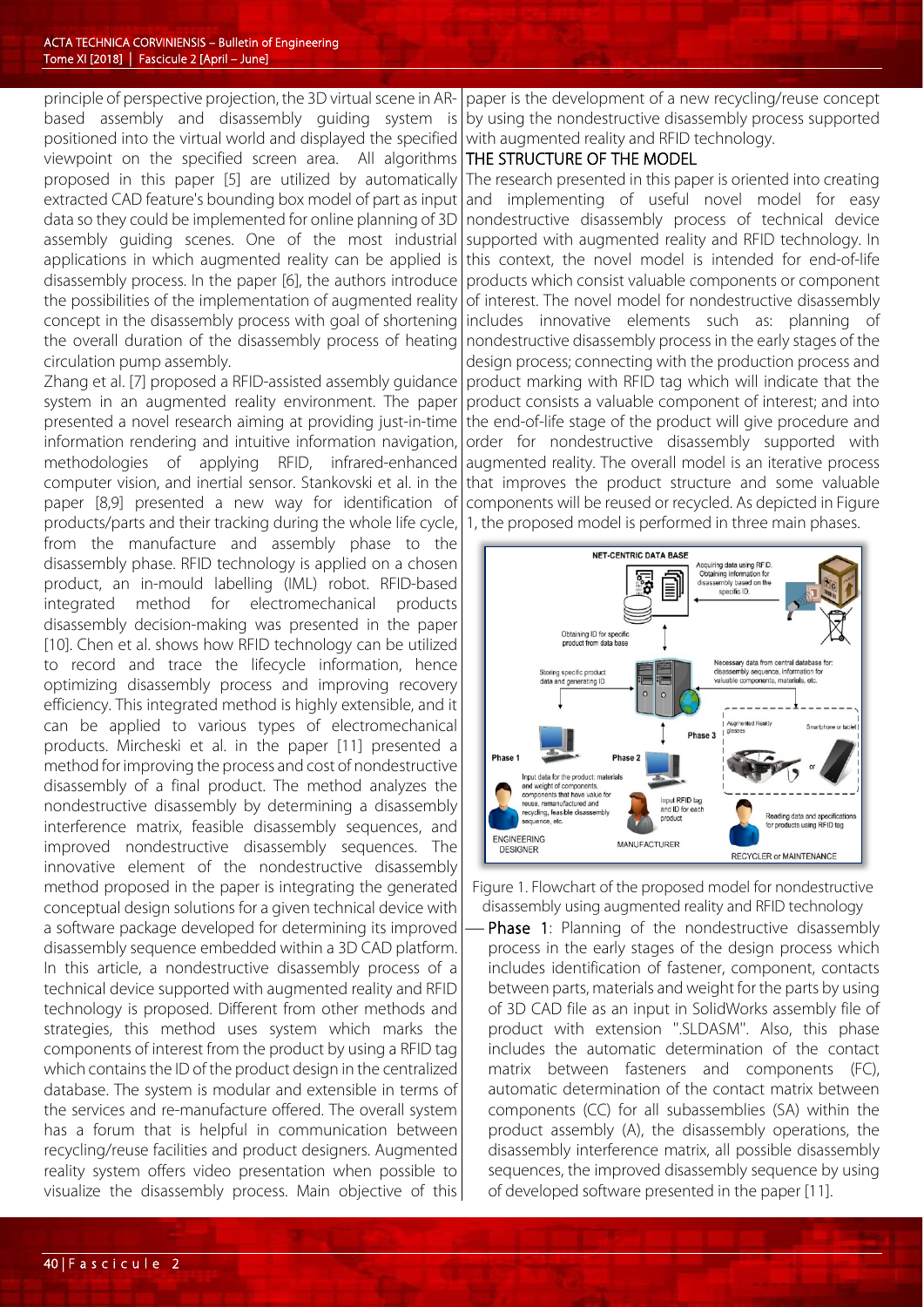principle of perspective projection, the 3D virtual scene in AR-based assembly and disassembly guiding system is positioned into the virtual world and displayed the specified viewpoint on the specified screen area. All algorithms proposed in this paper [5] are utilized by automatically extracted CAD feature's bounding box model of part as input data so they could be implemented for online planning of 3D assembly guiding scenes. One of the most industrial applications in which augmented reality can be applied is disassembly process. In the paper [6], the authors introduce the possibilities of the implementation of augmented reality concept in the disassembly process with goal of shortening the overall duration of the disassembly process of heating circulation pump assembly.

Zhang et al. [7] proposed a RFID-assisted assembly guidance system in an augmented reality environment. The paper presented a novel research aiming at providing just-in-time information rendering and intuitive information navigation, methodologies of applying RFID, infrared-enhanced computer vision, and inertial sensor. Stankovski et al. in the paper [8,9] presented a new way for identification of products/parts and their tracking during the whole life cycle, from the manufacture and assembly phase to the disassembly phase. RFID technology is applied on a chosen product, an in-mould labelling (IML) robot. RFID-based integrated method for electromechanical products disassembly decision-making was presented in the paper [10]. Chen et al. shows how RFID technology can be utilized to record and trace the lifecycle information, hence optimizing disassembly process and improving recovery efficiency. This integrated method is highly extensible, and it can be applied to various types of electromechanical products. Mircheski et al. in the paper [11] presented a method for improving the process and cost of nondestructive disassembly of a final product. The method analyzes the nondestructive disassembly by determining a disassembly interference matrix, feasible disassembly sequences, and improved nondestructive disassembly sequences. The innovative element of the nondestructive disassembly method proposed in the paper is integrating the generated conceptual design solutions for a given technical device with a software package developed for determining its improved disassembly sequence embedded within a 3D CAD platform. In this article, a nondestructive disassembly process of a technical device supported with augmented reality and RFID technology is proposed. Different from other methods and strategies, this method uses system which marks the components of interest from the product by using a RFID tag which contains the ID of the product design in the centralized database. The system is modular and extensible in terms of the services and re-manufacture offered. The overall system has a forum that is helpful in communication between recycling/reuse facilities and product designers. Augmented reality system offers video presentation when possible to visualize the disassembly process. Main objective of this paper is the development of a new recycling/reuse concept by using the nondestructive disassembly process supported with augmented reality and RFID technology.

## THE STRUCTURE OF THE MODEL

The research presented in this paper is oriented into creating and implementing of useful novel model for easy nondestructive disassembly process of technical device supported with augmented reality and RFID technology. In this context, the novel model is intended for end-of-life products which consist valuable components or component of interest. The novel model for nondestructive disassembly includes innovative elements such as: planning of nondestructive disassembly process in the early stages of the design process; connecting with the production process and product marking with RFID tag which will indicate that the product consists a valuable component of interest; and into the end-of-life stage of the product will give procedure and order for nondestructive disassembly supported with augmented reality. The overall model is an iterative process that improves the product structure and some valuable components will be reused or recycled. As depicted in Figure 1, the proposed model is performed in three main phases.

Figure 1. Flowchart of the proposed model for nondestructive disassembly using augmented reality and RFID technology

— **Phase 1**: Planning of the nondestructive disassembly process in the early stages of the design process which includes identification of fastener, component, contacts between parts, materials and weight for the parts by using of 3D CAD file as an input in SolidWorks assembly file of product with extension ".SLDASM". Also, this phase includes the automatic determination of the contact matrix between fasteners and components (FC), automatic determination of the contact matrix between components (CC) for all subassemblies (SA) within the product assembly (A), the disassembly operations, the disassembly interference matrix, all possible disassembly sequences, the improved disassembly sequence by using of developed software presented in the paper [11].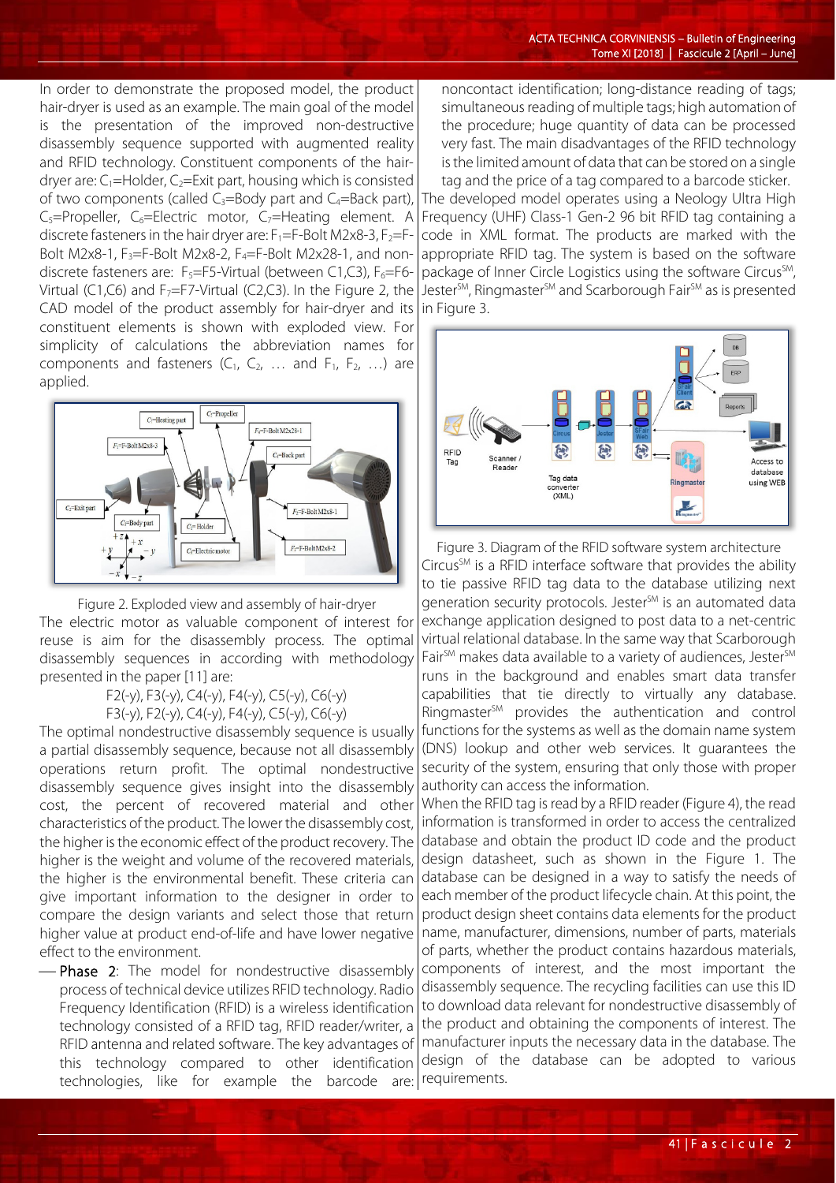In order to demonstrate the proposed model, the product hair-dryer is used as an example. The main goal of the model is the presentation of the improved non-destructive disassembly sequence supported with augmented reality and RFID technology. Constituent components of the hair-dryer are: $C_1$=Holder, $C_2$=Exit part, housing which is consisted of two components (called $C_3$=Body part and $C_4$=Back part), $C_5$=Propeller, $C_6$=Electric motor, $C_7$=Heating element. A discrete fasteners in the hair dryer are: $F_1$=F-Bolt M2x8-3, $F_2$=F-Bolt M2x8-1, $F_3$=F-Bolt M2x8-2, $F_4$=F-Bolt M2x28-1, and non-discrete fasteners are: $F_5$=F5-Virtual (between C1,C3), $F_6$=F6-Virtual (C1,C6) and $F_7$=F7-Virtual (C2,C3). In the Figure 2, the CAD model of the product assembly for hair-dryer and its constituent elements is shown with exploded view. For simplicity of calculations the abbreviation names for components and fasteners ($C_1$, $C_2$, … and $F_1$, $F_2$, …) are applied.

Figure 2. Exploded view and assembly of hair-dryer

The electric motor as valuable component of interest for reuse is aim for the disassembly process. The optimal disassembly sequences in according with methodology presented in the paper [11] are:

F2(-y), F3(-y), C4(-y), F4(-y), C5(-y), C6(-y)

F3(-y), F2(-y), C4(-y), F4(-y), C5(-y), C6(-y)

The optimal nondestructive disassembly sequence is usually a partial disassembly sequence, because not all disassembly operations return profit. The optimal nondestructive disassembly sequence gives insight into the disassembly cost, the percent of recovered material and other characteristics of the product. The lower the disassembly cost, the higher is the economic effect of the product recovery. The higher is the weight and volume of the recovered materials, the higher is the environmental benefit. These criteria can give important information to the designer in order to compare the design variants and select those that return higher value at product end-of-life and have lower negative effect to the environment.

— **Phase 2**: The model for nondestructive disassembly process of technical device utilizes RFID technology. Radio Frequency Identification (RFID) is a wireless identification technology consisted of a RFID tag, RFID reader/writer, a RFID antenna and related software. The key advantages of this technology compared to other identification technologies, like for example the barcode are: noncontact identification; long-distance reading of tags; simultaneous reading of multiple tags; high automation of the procedure; huge quantity of data can be processed very fast. The main disadvantages of the RFID technology is the limited amount of data that can be stored on a single tag and the price of a tag compared to a barcode sticker.

The developed model operates using a Neology Ultra High Frequency (UHF) Class-1 Gen-2 96 bit RFID tag containing a code in XML format. The products are marked with the appropriate RFID tag. The system is based on the software package of Inner Circle Logistics using the software Circus[SM], Jester[SM], Ringmaster[SM] and Scarborough Fair[SM] as is presented in Figure 3.

Figure 3. Diagram of the RFID software system architecture

Circus[SM] is a RFID interface software that provides the ability to tie passive RFID tag data to the database utilizing next generation security protocols. Jester[SM] is an automated data exchange application designed to post data to a net-centric virtual relational database. In the same way that Scarborough Fair[SM] makes data available to a variety of audiences, Jester[SM] runs in the background and enables smart data transfer capabilities that tie directly to virtually any database. Ringmaster[SM] provides the authentication and control functions for the systems as well as the domain name system (DNS) lookup and other web services. It guarantees the security of the system, ensuring that only those with proper authority can access the information.

When the RFID tag is read by a RFID reader (Figure 4), the read information is transformed in order to access the centralized database and obtain the product ID code and the product design datasheet, such as shown in the Figure 1. The database can be designed in a way to satisfy the needs of each member of the product lifecycle chain. At this point, the product design sheet contains data elements for the product name, manufacturer, dimensions, number of parts, materials of parts, whether the product contains hazardous materials, components of interest, and the most important the disassembly sequence. The recycling facilities can use this ID to download data relevant for nondestructive disassembly of the product and obtaining the components of interest. The manufacturer inputs the necessary data in the database. The design of the database can be adopted to various requirements.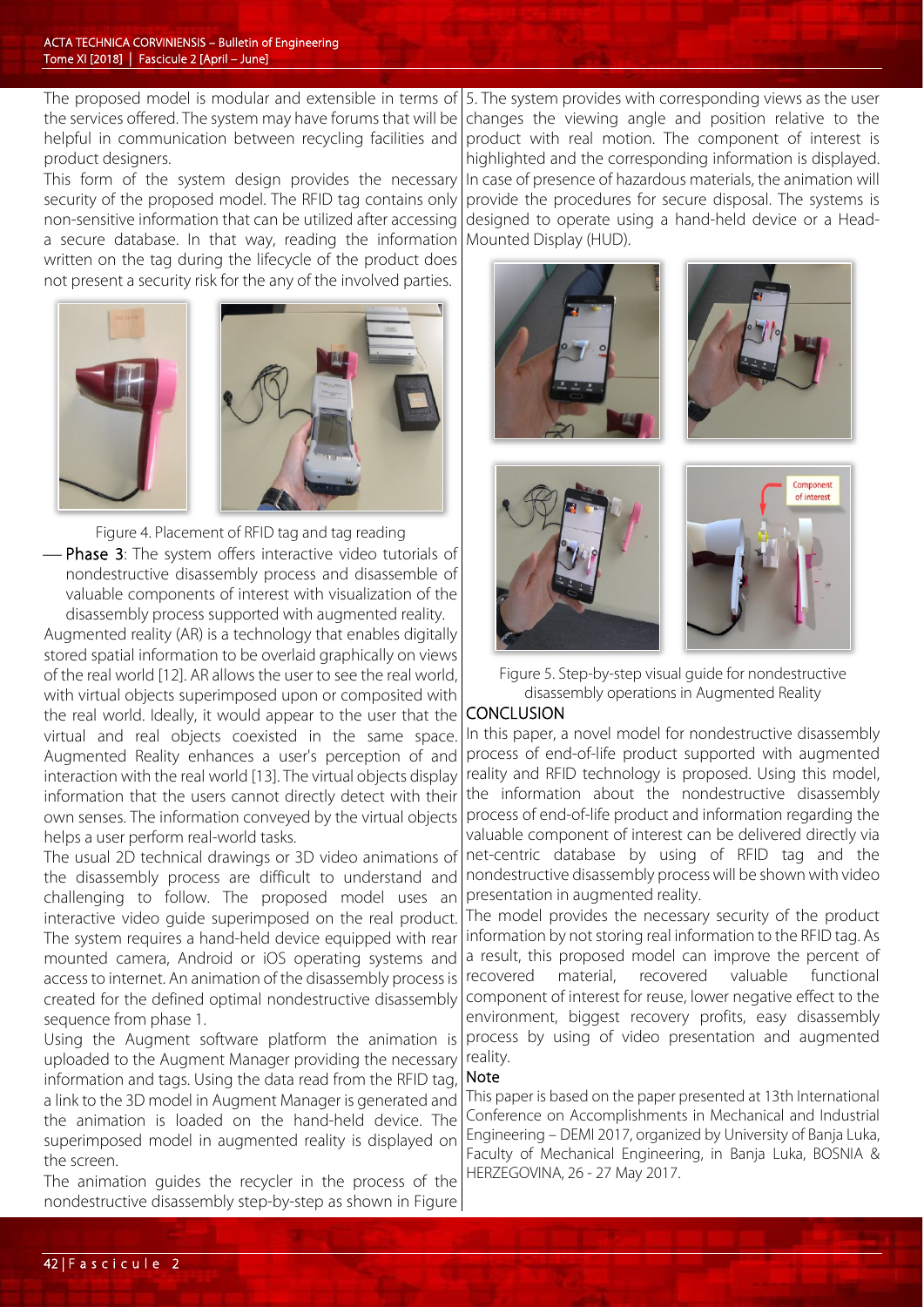The proposed model is modular and extensible in terms of the services offered. The system may have forums that will be helpful in communication between recycling facilities and product designers.

This form of the system design provides the necessary security of the proposed model. The RFID tag contains only non-sensitive information that can be utilized after accessing a secure database. In that way, reading the information written on the tag during the lifecycle of the product does not present a security risk for the any of the involved parties.

Figure 4. Placement of RFID tag and tag reading

- **Phase 3**: The system offers interactive video tutorials of nondestructive disassembly process and disassemble of valuable components of interest with visualization of the disassembly process supported with augmented reality.

Augmented reality (AR) is a technology that enables digitally stored spatial information to be overlaid graphically on views of the real world [12]. AR allows the user to see the real world, with virtual objects superimposed upon or composited with the real world. Ideally, it would appear to the user that the virtual and real objects coexisted in the same space. Augmented Reality enhances a user's perception of and interaction with the real world [13]. The virtual objects display information that the users cannot directly detect with their own senses. The information conveyed by the virtual objects helps a user perform real-world tasks.

The usual 2D technical drawings or 3D video animations of the disassembly process are difficult to understand and challenging to follow. The proposed model uses an interactive video guide superimposed on the real product. The system requires a hand-held device equipped with rear mounted camera, Android or iOS operating systems and access to internet. An animation of the disassembly process is created for the defined optimal nondestructive disassembly sequence from phase 1.

Using the Augment software platform the animation is uploaded to the Augment Manager providing the necessary information and tags. Using the data read from the RFID tag, a link to the 3D model in Augment Manager is generated and the animation is loaded on the hand-held device. The superimposed model in augmented reality is displayed on the screen.

The animation guides the recycler in the process of the nondestructive disassembly step-by-step as shown in Figure 5. The system provides with corresponding views as the user changes the viewing angle and position relative to the product with real motion. The component of interest is highlighted and the corresponding information is displayed. In case of presence of hazardous materials, the animation will provide the procedures for secure disposal. The systems is designed to operate using a hand-held device or a Head-Mounted Display (HUD).

Figure 5. Step-by-step visual guide for nondestructive disassembly operations in Augmented Reality

## CONCLUSION

In this paper, a novel model for nondestructive disassembly process of end-of-life product supported with augmented reality and RFID technology is proposed. Using this model, the information about the nondestructive disassembly process of end-of-life product and information regarding the valuable component of interest can be delivered directly via net-centric database by using of RFID tag and the nondestructive disassembly process will be shown with video presentation in augmented reality.

The model provides the necessary security of the product information by not storing real information to the RFID tag. As a result, this proposed model can improve the percent of recovered material, recovered valuable functional component of interest for reuse, lower negative effect to the environment, biggest recovery profits, easy disassembly process by using of video presentation and augmented reality.

### Note

This paper is based on the paper presented at 13th International Conference on Accomplishments in Mechanical and Industrial Engineering – DEMI 2017, organized by University of Banja Luka, Faculty of Mechanical Engineering, in Banja Luka, BOSNIA & HERZEGOVINA, 26 - 27 May 2017.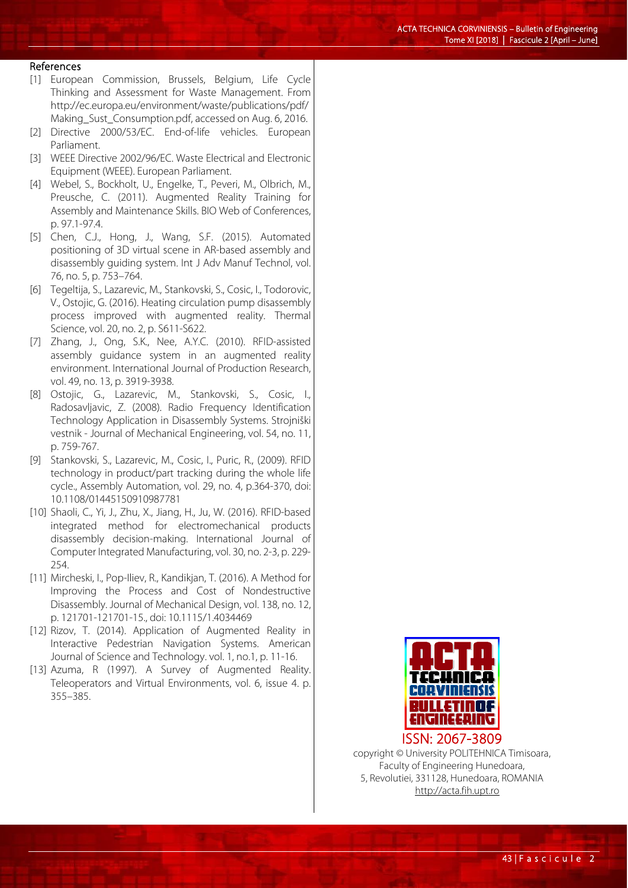## References

[1] European Commission, Brussels, Belgium, Life Cycle Thinking and Assessment for Waste Management. From http://ec.europa.eu/environment/waste/publications/pdf/Making_Sust_Consumption.pdf, accessed on Aug. 6, 2016.

[2] Directive 2000/53/EC. End-of-life vehicles. European Parliament.

[3] WEEE Directive 2002/96/EC. Waste Electrical and Electronic Equipment (WEEE). European Parliament.

[4] Webel, S., Bockholt, U., Engelke, T., Peveri, M., Olbrich, M., Preusche, C. (2011). Augmented Reality Training for Assembly and Maintenance Skills. BIO Web of Conferences, p. 97.1-97.4.

[5] Chen, C.J., Hong, J., Wang, S.F. (2015). Automated positioning of 3D virtual scene in AR-based assembly and disassembly guiding system. Int J Adv Manuf Technol, vol. 76, no. 5, p. 753–764.

[6] Tegeltija, S., Lazarevic, M., Stankovski, S., Cosic, I., Todorovic, V., Ostojic, G. (2016). Heating circulation pump disassembly process improved with augmented reality. Thermal Science, vol. 20, no. 2, p. S611-S622.

[7] Zhang, J., Ong, S.K., Nee, A.Y.C. (2010). RFID-assisted assembly guidance system in an augmented reality environment. International Journal of Production Research, vol. 49, no. 13, p. 3919-3938.

[8] Ostojic, G., Lazarevic, M., Stankovski, S., Cosic, I., Radosavljavic, Z. (2008). Radio Frequency Identification Technology Application in Disassembly Systems. Strojniški vestnik - Journal of Mechanical Engineering, vol. 54, no. 11, p. 759-767.

[9] Stankovski, S., Lazarevic, M., Cosic, I., Puric, R., (2009). RFID technology in product/part tracking during the whole life cycle., Assembly Automation, vol. 29, no. 4, p.364-370, doi: 10.1108/01445150910987781

[10] Shaoli, C., Yi, J., Zhu, X., Jiang, H., Ju, W. (2016). RFID-based integrated method for electromechanical products disassembly decision-making. International Journal of Computer Integrated Manufacturing, vol. 30, no. 2-3, p. 229-254.

[11] Mircheski, I., Pop-Iliev, R., Kandikjan, T. (2016). A Method for Improving the Process and Cost of Nondestructive Disassembly. Journal of Mechanical Design, vol. 138, no. 12, p. 121701-121701-15., doi: 10.1115/1.4034469

[12] Rizov, T. (2014). Application of Augmented Reality in Interactive Pedestrian Navigation Systems. American Journal of Science and Technology. vol. 1, no.1, p. 11-16.

[13] Azuma, R (1997). A Survey of Augmented Reality. Teleoperators and Virtual Environments, vol. 6, issue 4. p. 355–385.

ISSN: 2067-3809

copyright © University POLITEHNICA Timisoara, Faculty of Engineering Hunedoara, 5, Revolutiei, 331128, Hunedoara, ROMANIA http://acta.fih.upt.ro